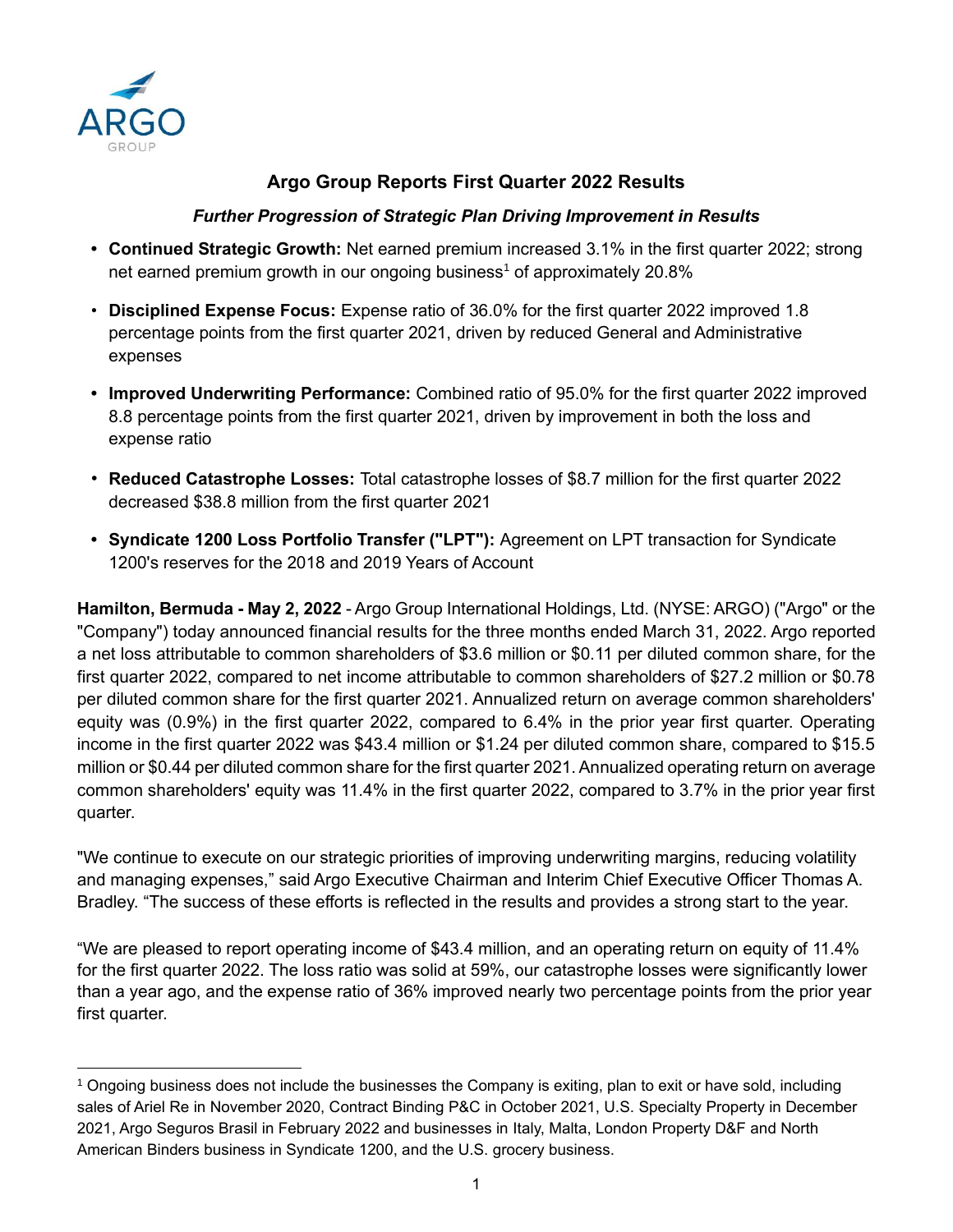# Argo Group Reports First Quarter 2022 Results

### *Further Progression of Strategic Plan Driving Improvement in Results*

- **Continued Strategic Growth:** Net earned premium increased 3.1% in the first quarter 2022; strong net earned premium growth in our ongoing business[1] of approximately 20.8%
- **Disciplined Expense Focus:** Expense ratio of 36.0% for the first quarter 2022 improved 1.8 percentage points from the first quarter 2021, driven by reduced General and Administrative expenses
- **Improved Underwriting Performance:** Combined ratio of 95.0% for the first quarter 2022 improved 8.8 percentage points from the first quarter 2021, driven by improvement in both the loss and expense ratio
- **Reduced Catastrophe Losses:** Total catastrophe losses of $8.7 million for the first quarter 2022 decreased $38.8 million from the first quarter 2021
- **Syndicate 1200 Loss Portfolio Transfer ("LPT"):** Agreement on LPT transaction for Syndicate 1200's reserves for the 2018 and 2019 Years of Account

**Hamilton, Bermuda - May 2, 2022** - Argo Group International Holdings, Ltd. (NYSE: ARGO) ("Argo" or the "Company") today announced financial results for the three months ended March 31, 2022. Argo reported a net loss attributable to common shareholders of $3.6 million or $0.11 per diluted common share, for the first quarter 2022, compared to net income attributable to common shareholders of $27.2 million or $0.78 per diluted common share for the first quarter 2021. Annualized return on average common shareholders' equity was (0.9%) in the first quarter 2022, compared to 6.4% in the prior year first quarter. Operating income in the first quarter 2022 was $43.4 million or $1.24 per diluted common share, compared to $15.5 million or $0.44 per diluted common share for the first quarter 2021. Annualized operating return on average common shareholders' equity was 11.4% in the first quarter 2022, compared to 3.7% in the prior year first quarter.

"We continue to execute on our strategic priorities of improving underwriting margins, reducing volatility and managing expenses," said Argo Executive Chairman and Interim Chief Executive Officer Thomas A. Bradley. "The success of these efforts is reflected in the results and provides a strong start to the year.

"We are pleased to report operating income of $43.4 million, and an operating return on equity of 11.4% for the first quarter 2022. The loss ratio was solid at 59%, our catastrophe losses were significantly lower than a year ago, and the expense ratio of 36% improved nearly two percentage points from the prior year first quarter.

---

[1] Ongoing business does not include the businesses the Company is exiting, plan to exit or have sold, including sales of Ariel Re in November 2020, Contract Binding P&C in October 2021, U.S. Specialty Property in December 2021, Argo Seguros Brasil in February 2022 and businesses in Italy, Malta, London Property D&F and North American Binders business in Syndicate 1200, and the U.S. grocery business.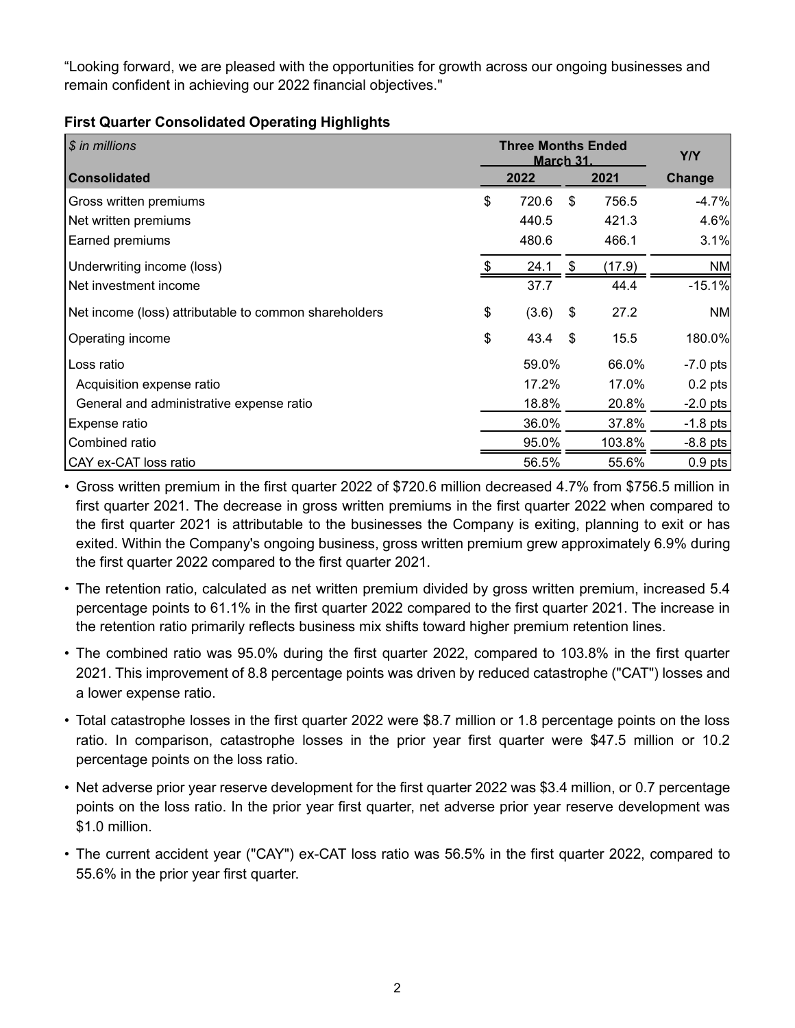“Looking forward, we are pleased with the opportunities for growth across our ongoing businesses and remain confident in achieving our 2022 financial objectives."

**First Quarter Consolidated Operating Highlights**

| *$ in millions* | Three Months Ended March 31, | | Y/Y |
|---|---|---|---|
| **Consolidated** | **2022** | **2021** | **Change** |
| Gross written premiums | $ 720.6 | $ 756.5 | -4.7% |
| Net written premiums | 440.5 | 421.3 | 4.6% |
| Earned premiums | 480.6 | 466.1 | 3.1% |
| Underwriting income (loss) | $ 24.1 | $ (17.9) | NM |
| Net investment income | 37.7 | 44.4 | -15.1% |
| Net income (loss) attributable to common shareholders | $ (3.6) | $ 27.2 | NM |
| Operating income | $ 43.4 | $ 15.5 | 180.0% |
| Loss ratio | 59.0% | 66.0% | -7.0 pts |
| Acquisition expense ratio | 17.2% | 17.0% | 0.2 pts |
| General and administrative expense ratio | 18.8% | 20.8% | -2.0 pts |
| Expense ratio | 36.0% | 37.8% | -1.8 pts |
| Combined ratio | 95.0% | 103.8% | -8.8 pts |
| CAY ex-CAT loss ratio | 56.5% | 55.6% | 0.9 pts |

- Gross written premium in the first quarter 2022 of $720.6 million decreased 4.7% from $756.5 million in first quarter 2021. The decrease in gross written premiums in the first quarter 2022 when compared to the first quarter 2021 is attributable to the businesses the Company is exiting, planning to exit or has exited. Within the Company's ongoing business, gross written premium grew approximately 6.9% during the first quarter 2022 compared to the first quarter 2021.
- The retention ratio, calculated as net written premium divided by gross written premium, increased 5.4 percentage points to 61.1% in the first quarter 2022 compared to the first quarter 2021. The increase in the retention ratio primarily reflects business mix shifts toward higher premium retention lines.
- The combined ratio was 95.0% during the first quarter 2022, compared to 103.8% in the first quarter 2021. This improvement of 8.8 percentage points was driven by reduced catastrophe ("CAT") losses and a lower expense ratio.
- Total catastrophe losses in the first quarter 2022 were $8.7 million or 1.8 percentage points on the loss ratio. In comparison, catastrophe losses in the prior year first quarter were $47.5 million or 10.2 percentage points on the loss ratio.
- Net adverse prior year reserve development for the first quarter 2022 was $3.4 million, or 0.7 percentage points on the loss ratio. In the prior year first quarter, net adverse prior year reserve development was $1.0 million.
- The current accident year ("CAY") ex-CAT loss ratio was 56.5% in the first quarter 2022, compared to 55.6% in the prior year first quarter.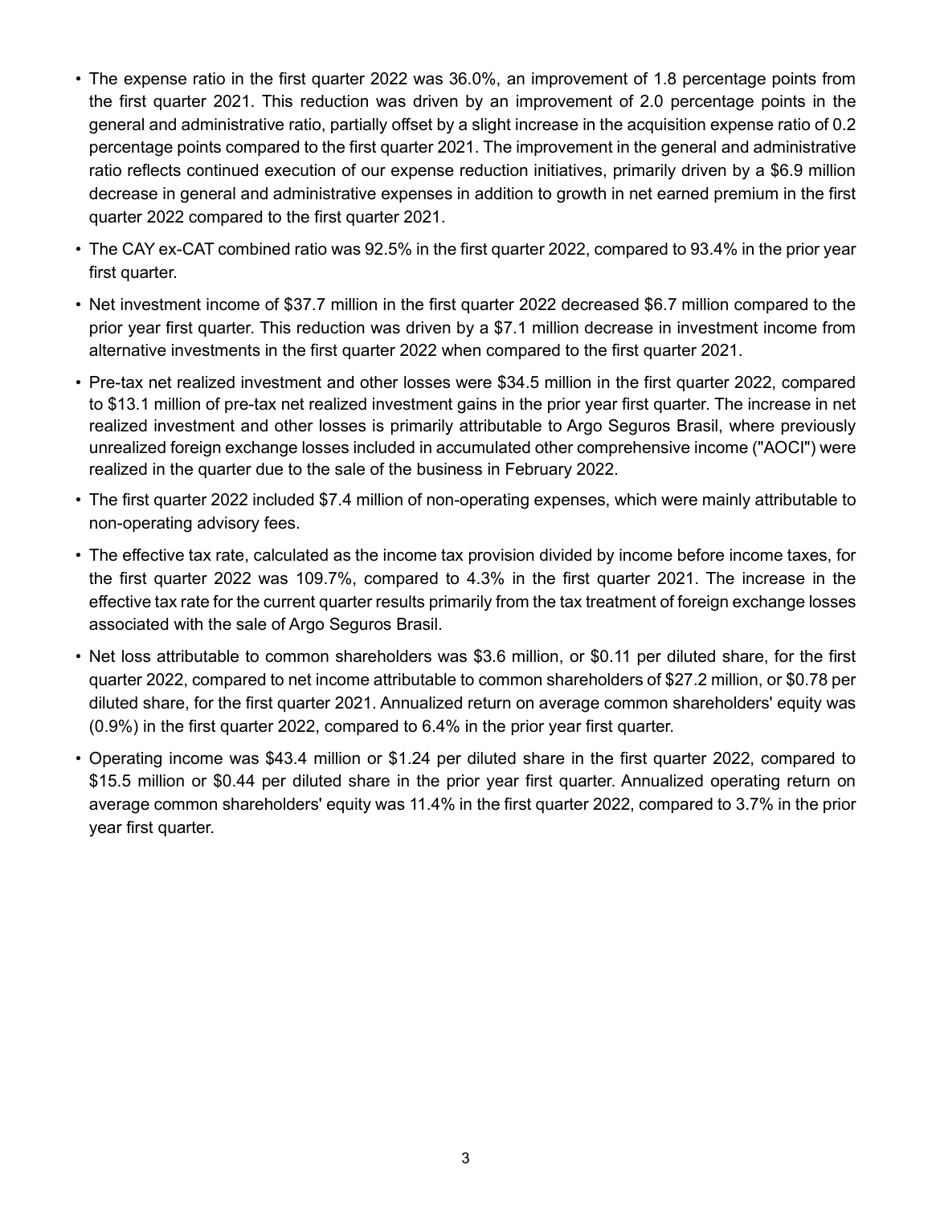- The expense ratio in the first quarter 2022 was 36.0%, an improvement of 1.8 percentage points from the first quarter 2021. This reduction was driven by an improvement of 2.0 percentage points in the general and administrative ratio, partially offset by a slight increase in the acquisition expense ratio of 0.2 percentage points compared to the first quarter 2021. The improvement in the general and administrative ratio reflects continued execution of our expense reduction initiatives, primarily driven by a $6.9 million decrease in general and administrative expenses in addition to growth in net earned premium in the first quarter 2022 compared to the first quarter 2021.
- The CAY ex-CAT combined ratio was 92.5% in the first quarter 2022, compared to 93.4% in the prior year first quarter.
- Net investment income of $37.7 million in the first quarter 2022 decreased $6.7 million compared to the prior year first quarter. This reduction was driven by a $7.1 million decrease in investment income from alternative investments in the first quarter 2022 when compared to the first quarter 2021.
- Pre-tax net realized investment and other losses were $34.5 million in the first quarter 2022, compared to $13.1 million of pre-tax net realized investment gains in the prior year first quarter. The increase in net realized investment and other losses is primarily attributable to Argo Seguros Brasil, where previously unrealized foreign exchange losses included in accumulated other comprehensive income ("AOCI") were realized in the quarter due to the sale of the business in February 2022.
- The first quarter 2022 included $7.4 million of non-operating expenses, which were mainly attributable to non-operating advisory fees.
- The effective tax rate, calculated as the income tax provision divided by income before income taxes, for the first quarter 2022 was 109.7%, compared to 4.3% in the first quarter 2021. The increase in the effective tax rate for the current quarter results primarily from the tax treatment of foreign exchange losses associated with the sale of Argo Seguros Brasil.
- Net loss attributable to common shareholders was $3.6 million, or $0.11 per diluted share, for the first quarter 2022, compared to net income attributable to common shareholders of $27.2 million, or $0.78 per diluted share, for the first quarter 2021. Annualized return on average common shareholders' equity was (0.9%) in the first quarter 2022, compared to 6.4% in the prior year first quarter.
- Operating income was $43.4 million or $1.24 per diluted share in the first quarter 2022, compared to $15.5 million or $0.44 per diluted share in the prior year first quarter. Annualized operating return on average common shareholders' equity was 11.4% in the first quarter 2022, compared to 3.7% in the prior year first quarter.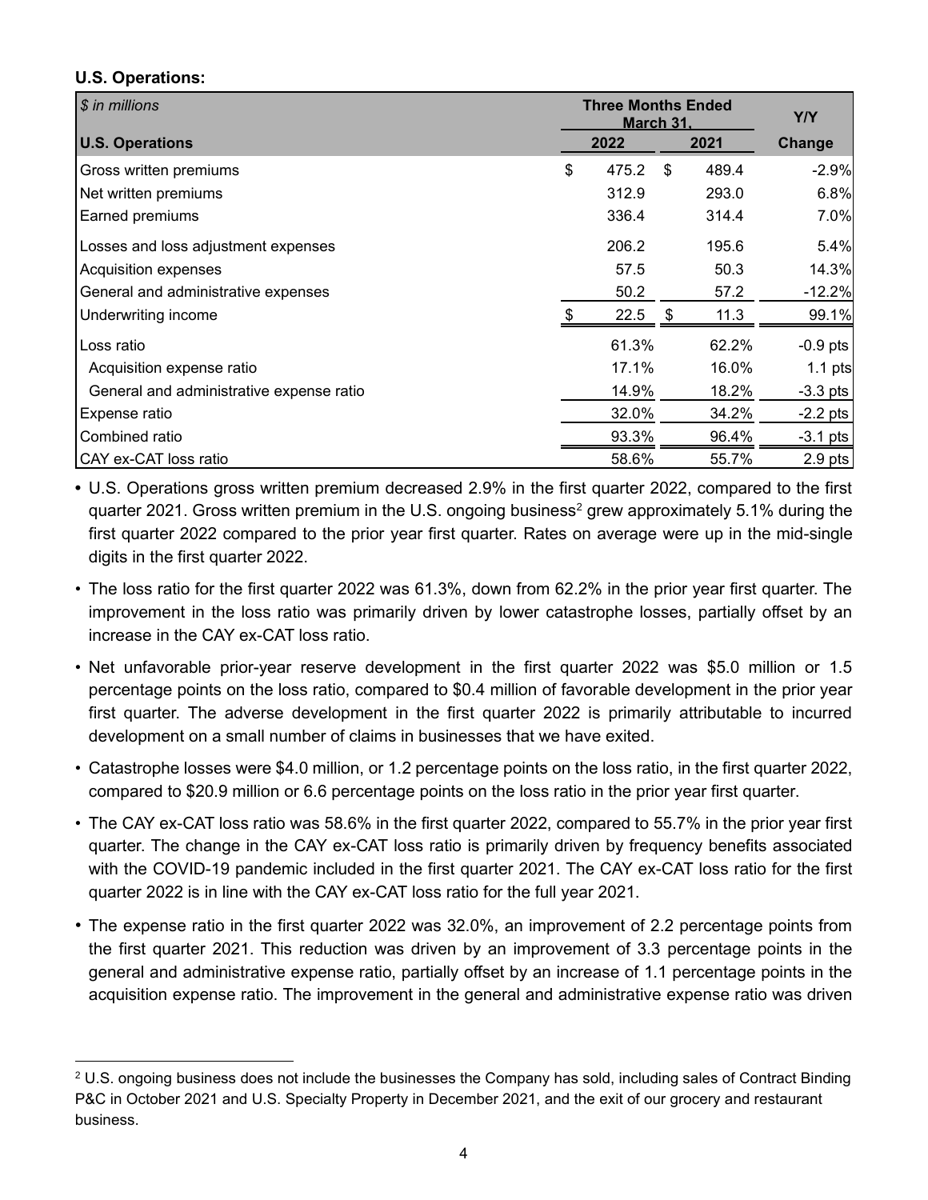**U.S. Operations:**

| *$ in millions* | Three Months Ended March 31, | | Y/Y |
|---|---|---|---|
| **U.S. Operations** | **2022** | **2021** | **Change** |
| Gross written premiums | $ 475.2 | $ 489.4 | -2.9% |
| Net written premiums | 312.9 | 293.0 | 6.8% |
| Earned premiums | 336.4 | 314.4 | 7.0% |
| Losses and loss adjustment expenses | 206.2 | 195.6 | 5.4% |
| Acquisition expenses | 57.5 | 50.3 | 14.3% |
| General and administrative expenses | 50.2 | 57.2 | -12.2% |
| Underwriting income | $ 22.5 | $ 11.3 | 99.1% |
| Loss ratio | 61.3% | 62.2% | -0.9 pts |
| Acquisition expense ratio | 17.1% | 16.0% | 1.1 pts |
| General and administrative expense ratio | 14.9% | 18.2% | -3.3 pts |
| Expense ratio | 32.0% | 34.2% | -2.2 pts |
| Combined ratio | 93.3% | 96.4% | -3.1 pts |
| CAY ex-CAT loss ratio | 58.6% | 55.7% | 2.9 pts |

- U.S. Operations gross written premium decreased 2.9% in the first quarter 2022, compared to the first quarter 2021. Gross written premium in the U.S. ongoing business[2] grew approximately 5.1% during the first quarter 2022 compared to the prior year first quarter. Rates on average were up in the mid-single digits in the first quarter 2022.
- The loss ratio for the first quarter 2022 was 61.3%, down from 62.2% in the prior year first quarter. The improvement in the loss ratio was primarily driven by lower catastrophe losses, partially offset by an increase in the CAY ex-CAT loss ratio.
- Net unfavorable prior-year reserve development in the first quarter 2022 was $5.0 million or 1.5 percentage points on the loss ratio, compared to $0.4 million of favorable development in the prior year first quarter. The adverse development in the first quarter 2022 is primarily attributable to incurred development on a small number of claims in businesses that we have exited.
- Catastrophe losses were $4.0 million, or 1.2 percentage points on the loss ratio, in the first quarter 2022, compared to $20.9 million or 6.6 percentage points on the loss ratio in the prior year first quarter.
- The CAY ex-CAT loss ratio was 58.6% in the first quarter 2022, compared to 55.7% in the prior year first quarter. The change in the CAY ex-CAT loss ratio is primarily driven by frequency benefits associated with the COVID-19 pandemic included in the first quarter 2021. The CAY ex-CAT loss ratio for the first quarter 2022 is in line with the CAY ex-CAT loss ratio for the full year 2021.
- The expense ratio in the first quarter 2022 was 32.0%, an improvement of 2.2 percentage points from the first quarter 2021. This reduction was driven by an improvement of 3.3 percentage points in the general and administrative expense ratio, partially offset by an increase of 1.1 percentage points in the acquisition expense ratio. The improvement in the general and administrative expense ratio was driven

[2] U.S. ongoing business does not include the businesses the Company has sold, including sales of Contract Binding P&C in October 2021 and U.S. Specialty Property in December 2021, and the exit of our grocery and restaurant business.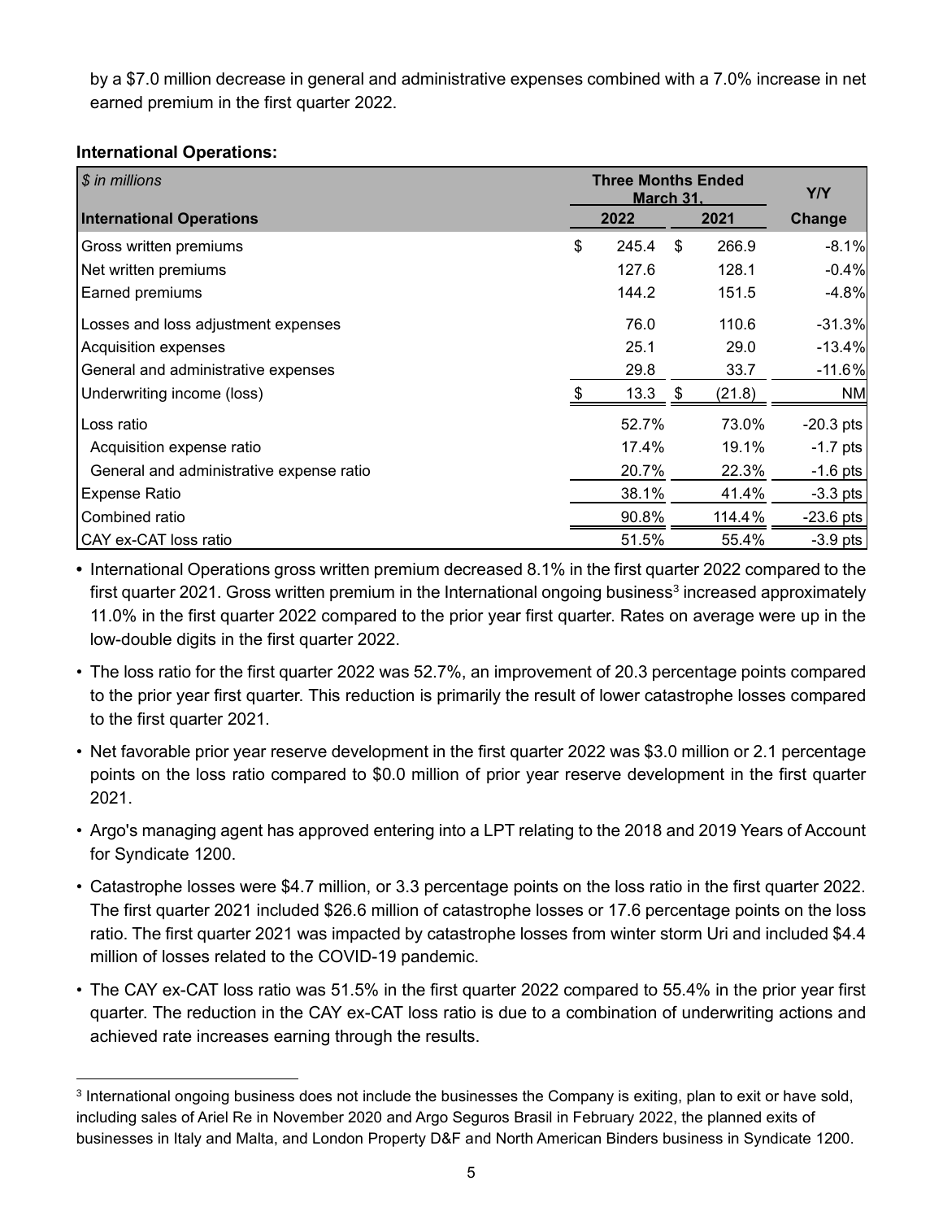by a $7.0 million decrease in general and administrative expenses combined with a 7.0% increase in net earned premium in the first quarter 2022.

**International Operations:**

| $ in millions | Three Months Ended March 31, | | Y/Y |
|---|---|---|---|
| **International Operations** | **2022** | **2021** | **Change** |
| Gross written premiums | $ 245.4 | $ 266.9 | -8.1% |
| Net written premiums | 127.6 | 128.1 | -0.4% |
| Earned premiums | 144.2 | 151.5 | -4.8% |
| Losses and loss adjustment expenses | 76.0 | 110.6 | -31.3% |
| Acquisition expenses | 25.1 | 29.0 | -13.4% |
| General and administrative expenses | 29.8 | 33.7 | -11.6% |
| Underwriting income (loss) | $ 13.3 | $ (21.8) | NM |
| Loss ratio | 52.7% | 73.0% | -20.3 pts |
| Acquisition expense ratio | 17.4% | 19.1% | -1.7 pts |
| General and administrative expense ratio | 20.7% | 22.3% | -1.6 pts |
| Expense Ratio | 38.1% | 41.4% | -3.3 pts |
| Combined ratio | 90.8% | 114.4% | -23.6 pts |
| CAY ex-CAT loss ratio | 51.5% | 55.4% | -3.9 pts |

- International Operations gross written premium decreased 8.1% in the first quarter 2022 compared to the first quarter 2021. Gross written premium in the International ongoing business[3] increased approximately 11.0% in the first quarter 2022 compared to the prior year first quarter. Rates on average were up in the low-double digits in the first quarter 2022.
- The loss ratio for the first quarter 2022 was 52.7%, an improvement of 20.3 percentage points compared to the prior year first quarter. This reduction is primarily the result of lower catastrophe losses compared to the first quarter 2021.
- Net favorable prior year reserve development in the first quarter 2022 was $3.0 million or 2.1 percentage points on the loss ratio compared to $0.0 million of prior year reserve development in the first quarter 2021.
- Argo's managing agent has approved entering into a LPT relating to the 2018 and 2019 Years of Account for Syndicate 1200.
- Catastrophe losses were $4.7 million, or 3.3 percentage points on the loss ratio in the first quarter 2022. The first quarter 2021 included $26.6 million of catastrophe losses or 17.6 percentage points on the loss ratio. The first quarter 2021 was impacted by catastrophe losses from winter storm Uri and included $4.4 million of losses related to the COVID-19 pandemic.
- The CAY ex-CAT loss ratio was 51.5% in the first quarter 2022 compared to 55.4% in the prior year first quarter. The reduction in the CAY ex-CAT loss ratio is due to a combination of underwriting actions and achieved rate increases earning through the results.

[3] International ongoing business does not include the businesses the Company is exiting, plan to exit or have sold, including sales of Ariel Re in November 2020 and Argo Seguros Brasil in February 2022, the planned exits of businesses in Italy and Malta, and London Property D&F and North American Binders business in Syndicate 1200.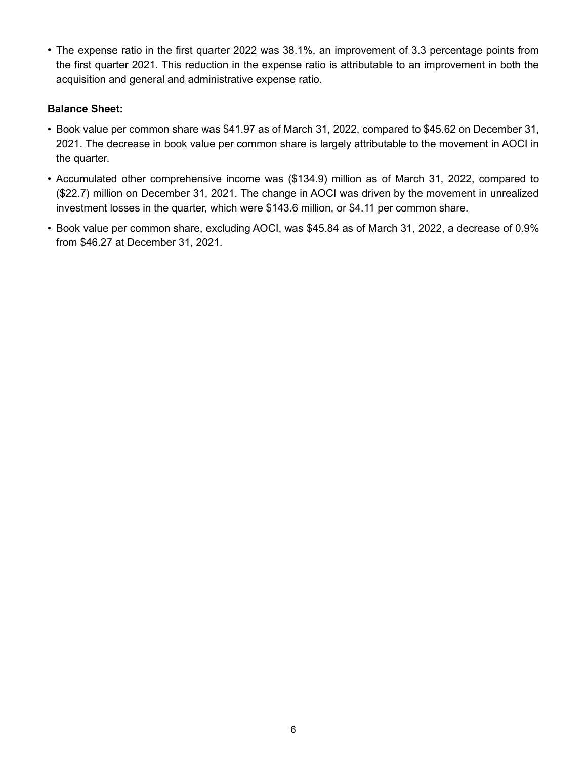- The expense ratio in the first quarter 2022 was 38.1%, an improvement of 3.3 percentage points from the first quarter 2021. This reduction in the expense ratio is attributable to an improvement in both the acquisition and general and administrative expense ratio.

**Balance Sheet:**

- Book value per common share was $41.97 as of March 31, 2022, compared to $45.62 on December 31, 2021. The decrease in book value per common share is largely attributable to the movement in AOCI in the quarter.
- Accumulated other comprehensive income was ($134.9) million as of March 31, 2022, compared to ($22.7) million on December 31, 2021. The change in AOCI was driven by the movement in unrealized investment losses in the quarter, which were $143.6 million, or $4.11 per common share.
- Book value per common share, excluding AOCI, was $45.84 as of March 31, 2022, a decrease of 0.9% from $46.27 at December 31, 2021.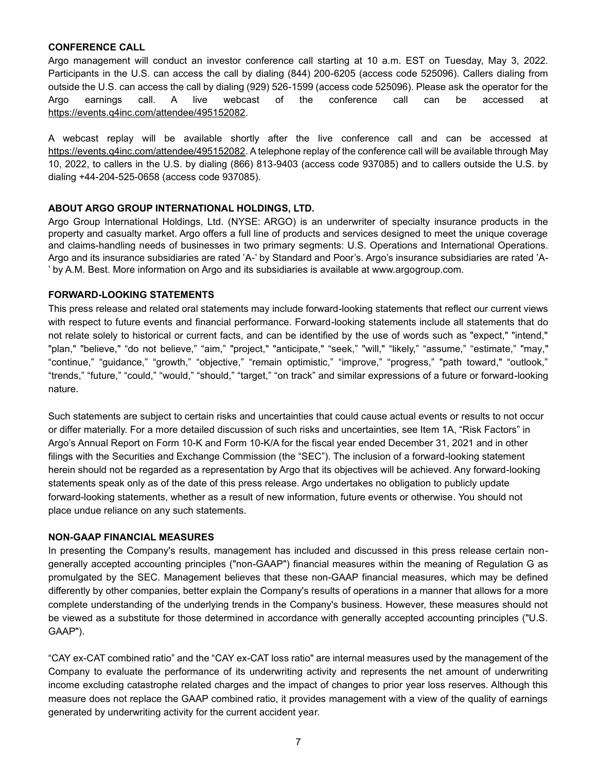## CONFERENCE CALL

Argo management will conduct an investor conference call starting at 10 a.m. EST on Tuesday, May 3, 2022. Participants in the U.S. can access the call by dialing (844) 200-6205 (access code 525096). Callers dialing from outside the U.S. can access the call by dialing (929) 526-1599 (access code 525096). Please ask the operator for the Argo earnings call. A live webcast of the conference call can be accessed at https://events.q4inc.com/attendee/495152082.

A webcast replay will be available shortly after the live conference call and can be accessed at https://events.q4inc.com/attendee/495152082. A telephone replay of the conference call will be available through May 10, 2022, to callers in the U.S. by dialing (866) 813-9403 (access code 937085) and to callers outside the U.S. by dialing +44-204-525-0658 (access code 937085).

## ABOUT ARGO GROUP INTERNATIONAL HOLDINGS, LTD.

Argo Group International Holdings, Ltd. (NYSE: ARGO) is an underwriter of specialty insurance products in the property and casualty market. Argo offers a full line of products and services designed to meet the unique coverage and claims-handling needs of businesses in two primary segments: U.S. Operations and International Operations. Argo and its insurance subsidiaries are rated 'A-' by Standard and Poor's. Argo's insurance subsidiaries are rated 'A-' by A.M. Best. More information on Argo and its subsidiaries is available at www.argogroup.com.

## FORWARD-LOOKING STATEMENTS

This press release and related oral statements may include forward-looking statements that reflect our current views with respect to future events and financial performance. Forward-looking statements include all statements that do not relate solely to historical or current facts, and can be identified by the use of words such as "expect," "intend," "plan," "believe," "do not believe," "aim," "project," "anticipate," "seek," "will," "likely," "assume," "estimate," "may," "continue," "guidance," "growth," "objective," "remain optimistic," "improve," "progress," "path toward," "outlook," "trends," "future," "could," "would," "should," "target," "on track" and similar expressions of a future or forward-looking nature.

Such statements are subject to certain risks and uncertainties that could cause actual events or results to not occur or differ materially. For a more detailed discussion of such risks and uncertainties, see Item 1A, "Risk Factors" in Argo's Annual Report on Form 10-K and Form 10-K/A for the fiscal year ended December 31, 2021 and in other filings with the Securities and Exchange Commission (the "SEC"). The inclusion of a forward-looking statement herein should not be regarded as a representation by Argo that its objectives will be achieved. Any forward-looking statements speak only as of the date of this press release. Argo undertakes no obligation to publicly update forward-looking statements, whether as a result of new information, future events or otherwise. You should not place undue reliance on any such statements.

## NON-GAAP FINANCIAL MEASURES

In presenting the Company's results, management has included and discussed in this press release certain non-generally accepted accounting principles ("non-GAAP") financial measures within the meaning of Regulation G as promulgated by the SEC. Management believes that these non-GAAP financial measures, which may be defined differently by other companies, better explain the Company's results of operations in a manner that allows for a more complete understanding of the underlying trends in the Company's business. However, these measures should not be viewed as a substitute for those determined in accordance with generally accepted accounting principles ("U.S. GAAP").

"CAY ex-CAT combined ratio" and the "CAY ex-CAT loss ratio" are internal measures used by the management of the Company to evaluate the performance of its underwriting activity and represents the net amount of underwriting income excluding catastrophe related charges and the impact of changes to prior year loss reserves. Although this measure does not replace the GAAP combined ratio, it provides management with a view of the quality of earnings generated by underwriting activity for the current accident year.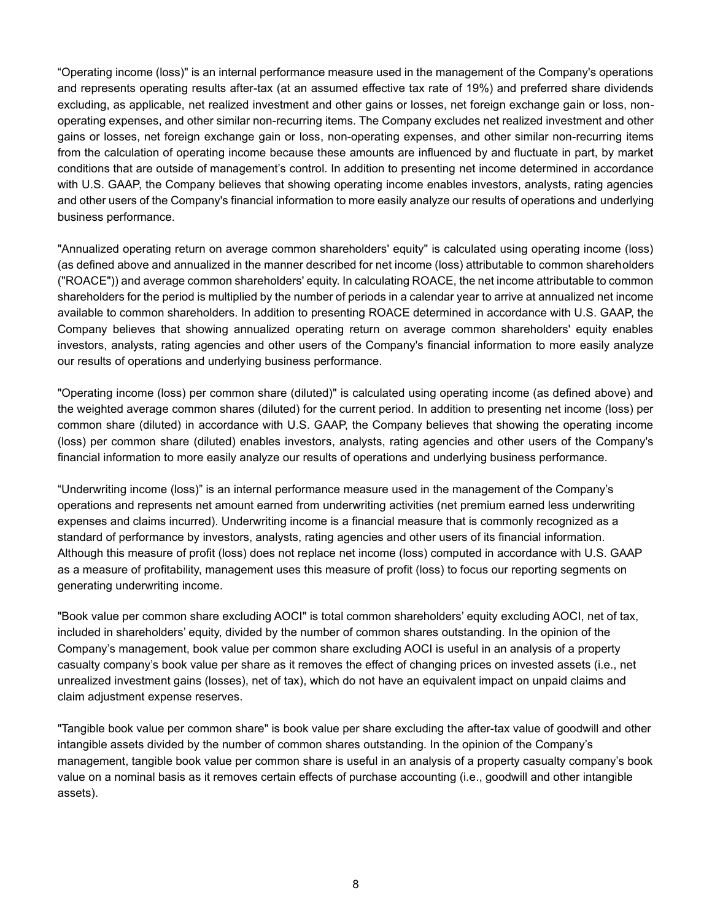“Operating income (loss)" is an internal performance measure used in the management of the Company's operations and represents operating results after-tax (at an assumed effective tax rate of 19%) and preferred share dividends excluding, as applicable, net realized investment and other gains or losses, net foreign exchange gain or loss, non-operating expenses, and other similar non-recurring items. The Company excludes net realized investment and other gains or losses, net foreign exchange gain or loss, non-operating expenses, and other similar non-recurring items from the calculation of operating income because these amounts are influenced by and fluctuate in part, by market conditions that are outside of management’s control. In addition to presenting net income determined in accordance with U.S. GAAP, the Company believes that showing operating income enables investors, analysts, rating agencies and other users of the Company's financial information to more easily analyze our results of operations and underlying business performance.

"Annualized operating return on average common shareholders' equity" is calculated using operating income (loss) (as defined above and annualized in the manner described for net income (loss) attributable to common shareholders ("ROACE")) and average common shareholders' equity. In calculating ROACE, the net income attributable to common shareholders for the period is multiplied by the number of periods in a calendar year to arrive at annualized net income available to common shareholders. In addition to presenting ROACE determined in accordance with U.S. GAAP, the Company believes that showing annualized operating return on average common shareholders' equity enables investors, analysts, rating agencies and other users of the Company's financial information to more easily analyze our results of operations and underlying business performance.

"Operating income (loss) per common share (diluted)" is calculated using operating income (as defined above) and the weighted average common shares (diluted) for the current period. In addition to presenting net income (loss) per common share (diluted) in accordance with U.S. GAAP, the Company believes that showing the operating income (loss) per common share (diluted) enables investors, analysts, rating agencies and other users of the Company's financial information to more easily analyze our results of operations and underlying business performance.

“Underwriting income (loss)” is an internal performance measure used in the management of the Company’s operations and represents net amount earned from underwriting activities (net premium earned less underwriting expenses and claims incurred). Underwriting income is a financial measure that is commonly recognized as a standard of performance by investors, analysts, rating agencies and other users of its financial information. Although this measure of profit (loss) does not replace net income (loss) computed in accordance with U.S. GAAP as a measure of profitability, management uses this measure of profit (loss) to focus our reporting segments on generating underwriting income.

"Book value per common share excluding AOCI" is total common shareholders’ equity excluding AOCI, net of tax, included in shareholders’ equity, divided by the number of common shares outstanding. In the opinion of the Company’s management, book value per common share excluding AOCI is useful in an analysis of a property casualty company’s book value per share as it removes the effect of changing prices on invested assets (i.e., net unrealized investment gains (losses), net of tax), which do not have an equivalent impact on unpaid claims and claim adjustment expense reserves.

"Tangible book value per common share" is book value per share excluding the after-tax value of goodwill and other intangible assets divided by the number of common shares outstanding. In the opinion of the Company’s management, tangible book value per common share is useful in an analysis of a property casualty company’s book value on a nominal basis as it removes certain effects of purchase accounting (i.e., goodwill and other intangible assets).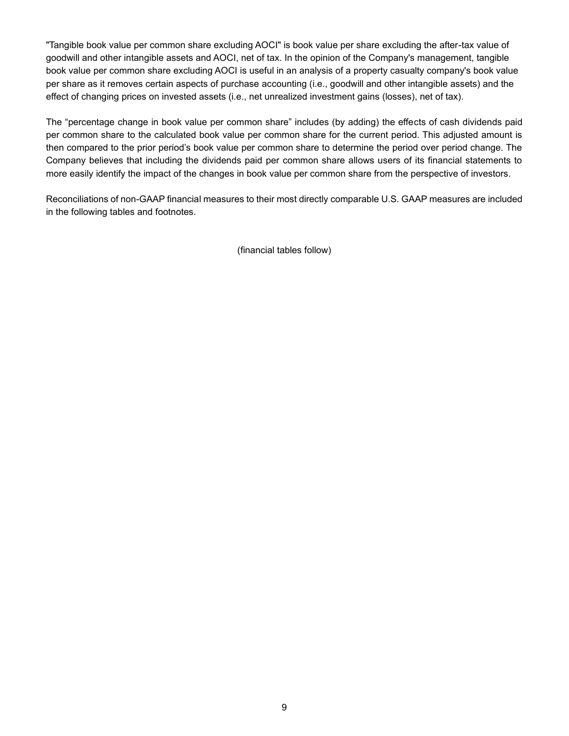"Tangible book value per common share excluding AOCI" is book value per share excluding the after-tax value of goodwill and other intangible assets and AOCI, net of tax. In the opinion of the Company's management, tangible book value per common share excluding AOCI is useful in an analysis of a property casualty company's book value per share as it removes certain aspects of purchase accounting (i.e., goodwill and other intangible assets) and the effect of changing prices on invested assets (i.e., net unrealized investment gains (losses), net of tax).

The “percentage change in book value per common share” includes (by adding) the effects of cash dividends paid per common share to the calculated book value per common share for the current period. This adjusted amount is then compared to the prior period’s book value per common share to determine the period over period change. The Company believes that including the dividends paid per common share allows users of its financial statements to more easily identify the impact of the changes in book value per common share from the perspective of investors.

Reconciliations of non-GAAP financial measures to their most directly comparable U.S. GAAP measures are included in the following tables and footnotes.

(financial tables follow)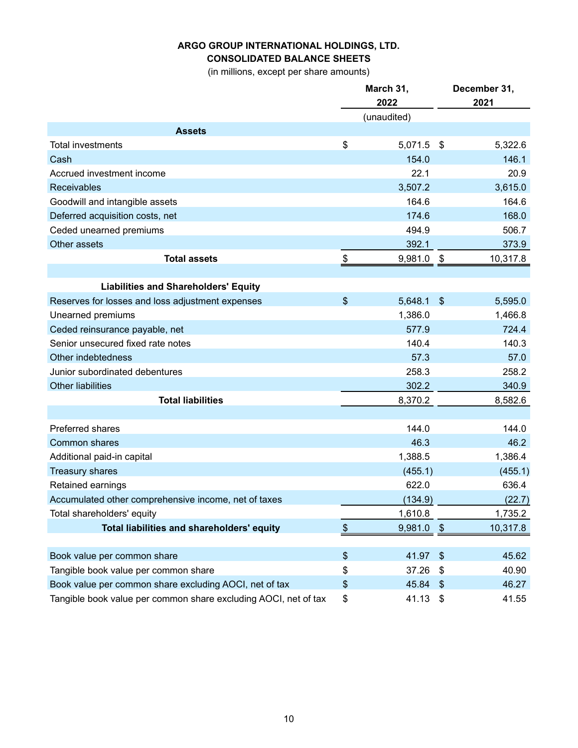# ARGO GROUP INTERNATIONAL HOLDINGS, LTD.
## CONSOLIDATED BALANCE SHEETS
(in millions, except per share amounts)

| | March 31, 2022 | December 31, 2021 |
|---|---|---|
| | (unaudited) | |
| **Assets** | | |
| Total investments | $ 5,071.5 | $ 5,322.6 |
| Cash | 154.0 | 146.1 |
| Accrued investment income | 22.1 | 20.9 |
| Receivables | 3,507.2 | 3,615.0 |
| Goodwill and intangible assets | 164.6 | 164.6 |
| Deferred acquisition costs, net | 174.6 | 168.0 |
| Ceded unearned premiums | 494.9 | 506.7 |
| Other assets | 392.1 | 373.9 |
| **Total assets** | $ 9,981.0 | $ 10,317.8 |
| | | |
| **Liabilities and Shareholders' Equity** | | |
| Reserves for losses and loss adjustment expenses | $ 5,648.1 | $ 5,595.0 |
| Unearned premiums | 1,386.0 | 1,466.8 |
| Ceded reinsurance payable, net | 577.9 | 724.4 |
| Senior unsecured fixed rate notes | 140.4 | 140.3 |
| Other indebtedness | 57.3 | 57.0 |
| Junior subordinated debentures | 258.3 | 258.2 |
| Other liabilities | 302.2 | 340.9 |
| **Total liabilities** | 8,370.2 | 8,582.6 |
| | | |
| Preferred shares | 144.0 | 144.0 |
| Common shares | 46.3 | 46.2 |
| Additional paid-in capital | 1,388.5 | 1,386.4 |
| Treasury shares | (455.1) | (455.1) |
| Retained earnings | 622.0 | 636.4 |
| Accumulated other comprehensive income, net of taxes | (134.9) | (22.7) |
| Total shareholders' equity | 1,610.8 | 1,735.2 |
| **Total liabilities and shareholders' equity** | $ 9,981.0 | $ 10,317.8 |
| | | |
| Book value per common share | $ 41.97 | $ 45.62 |
| Tangible book value per common share | $ 37.26 | $ 40.90 |
| Book value per common share excluding AOCI, net of tax | $ 45.84 | $ 46.27 |
| Tangible book value per common share excluding AOCI, net of tax | $ 41.13 | $ 41.55 |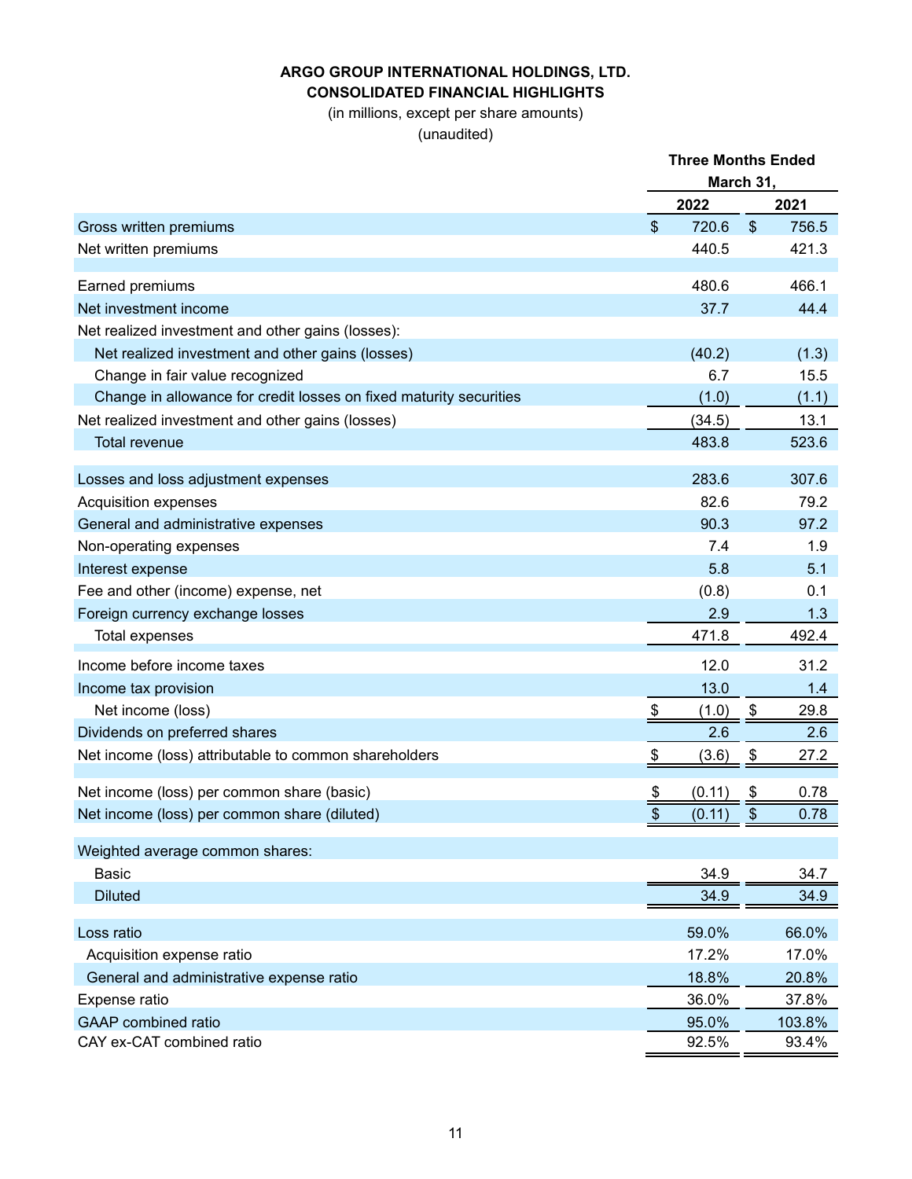**ARGO GROUP INTERNATIONAL HOLDINGS, LTD.**
**CONSOLIDATED FINANCIAL HIGHLIGHTS**
(in millions, except per share amounts)
(unaudited)

| | Three Months Ended March 31, | |
|---|---|---|
| | 2022 | 2021 |
| Gross written premiums | $ 720.6 | $ 756.5 |
| Net written premiums | 440.5 | 421.3 |
| | | |
| Earned premiums | 480.6 | 466.1 |
| Net investment income | 37.7 | 44.4 |
| Net realized investment and other gains (losses): | | |
| Net realized investment and other gains (losses) | (40.2) | (1.3) |
| Change in fair value recognized | 6.7 | 15.5 |
| Change in allowance for credit losses on fixed maturity securities | (1.0) | (1.1) |
| Net realized investment and other gains (losses) | (34.5) | 13.1 |
| Total revenue | 483.8 | 523.6 |
| | | |
| Losses and loss adjustment expenses | 283.6 | 307.6 |
| Acquisition expenses | 82.6 | 79.2 |
| General and administrative expenses | 90.3 | 97.2 |
| Non-operating expenses | 7.4 | 1.9 |
| Interest expense | 5.8 | 5.1 |
| Fee and other (income) expense, net | (0.8) | 0.1 |
| Foreign currency exchange losses | 2.9 | 1.3 |
| Total expenses | 471.8 | 492.4 |
| | | |
| Income before income taxes | 12.0 | 31.2 |
| Income tax provision | 13.0 | 1.4 |
| Net income (loss) | $ (1.0) | $ 29.8 |
| Dividends on preferred shares | 2.6 | 2.6 |
| Net income (loss) attributable to common shareholders | $ (3.6) | $ 27.2 |
| | | |
| Net income (loss) per common share (basic) | $ (0.11) | $ 0.78 |
| Net income (loss) per common share (diluted) | $ (0.11) | $ 0.78 |
| | | |
| Weighted average common shares: | | |
| Basic | 34.9 | 34.7 |
| Diluted | 34.9 | 34.9 |
| | | |
| Loss ratio | 59.0% | 66.0% |
| Acquisition expense ratio | 17.2% | 17.0% |
| General and administrative expense ratio | 18.8% | 20.8% |
| Expense ratio | 36.0% | 37.8% |
| GAAP combined ratio | 95.0% | 103.8% |
| CAY ex-CAT combined ratio | 92.5% | 93.4% |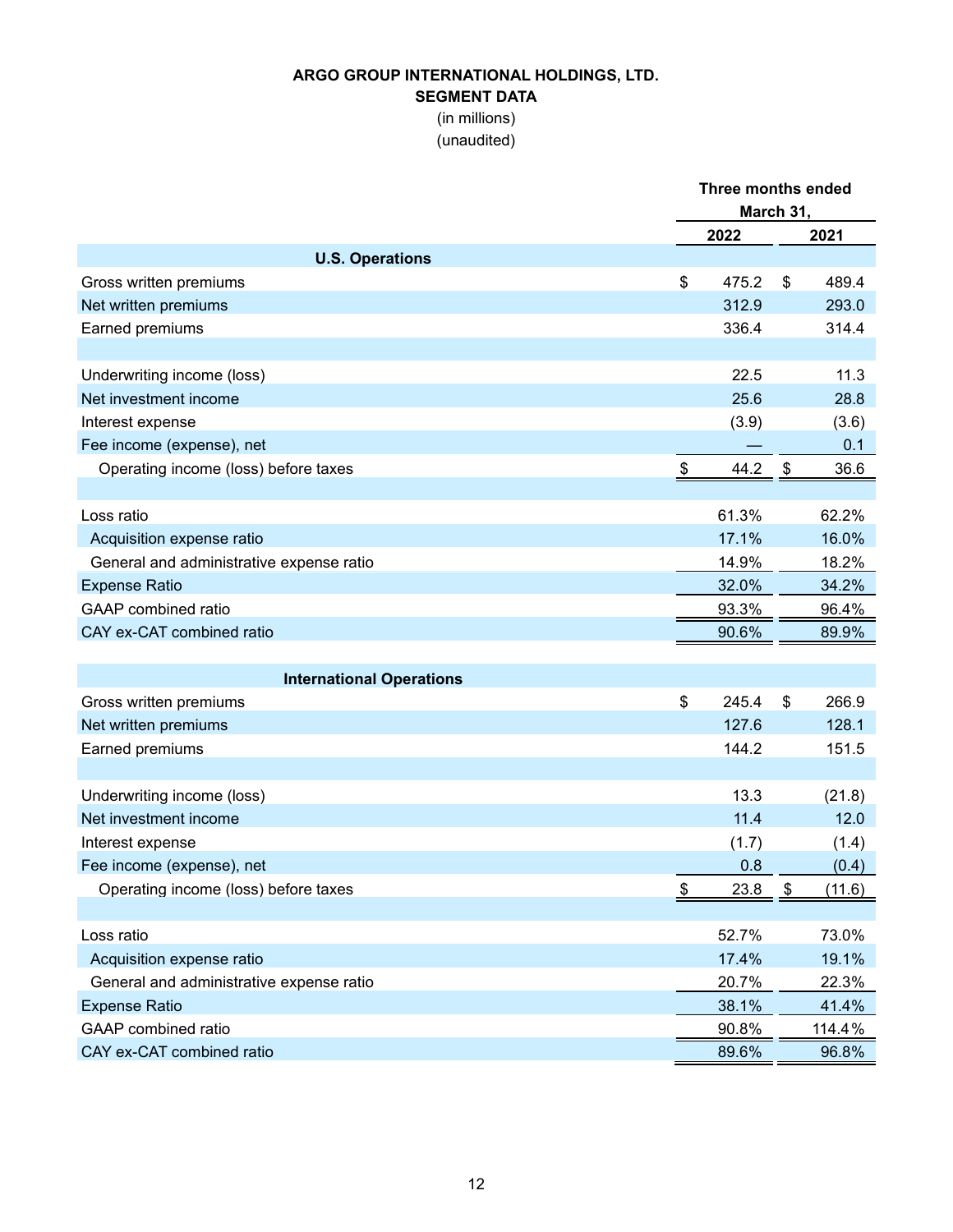# ARGO GROUP INTERNATIONAL HOLDINGS, LTD.

## SEGMENT DATA

(in millions)

(unaudited)

| | Three months ended March 31, | |
|---|---|---|
| | 2022 | 2021 |
| **U.S. Operations** | | |
| Gross written premiums | $ 475.2 | $ 489.4 |
| Net written premiums | 312.9 | 293.0 |
| Earned premiums | 336.4 | 314.4 |
| | | |
| Underwriting income (loss) | 22.5 | 11.3 |
| Net investment income | 25.6 | 28.8 |
| Interest expense | (3.9) | (3.6) |
| Fee income (expense), net | — | 0.1 |
| Operating income (loss) before taxes | $ 44.2 | $ 36.6 |
| | | |
| Loss ratio | 61.3% | 62.2% |
| Acquisition expense ratio | 17.1% | 16.0% |
| General and administrative expense ratio | 14.9% | 18.2% |
| Expense Ratio | 32.0% | 34.2% |
| GAAP combined ratio | 93.3% | 96.4% |
| CAY ex-CAT combined ratio | 90.6% | 89.9% |
| | | |
| **International Operations** | | |
| Gross written premiums | $ 245.4 | $ 266.9 |
| Net written premiums | 127.6 | 128.1 |
| Earned premiums | 144.2 | 151.5 |
| | | |
| Underwriting income (loss) | 13.3 | (21.8) |
| Net investment income | 11.4 | 12.0 |
| Interest expense | (1.7) | (1.4) |
| Fee income (expense), net | 0.8 | (0.4) |
| Operating income (loss) before taxes | $ 23.8 | $ (11.6) |
| | | |
| Loss ratio | 52.7% | 73.0% |
| Acquisition expense ratio | 17.4% | 19.1% |
| General and administrative expense ratio | 20.7% | 22.3% |
| Expense Ratio | 38.1% | 41.4% |
| GAAP combined ratio | 90.8% | 114.4% |
| CAY ex-CAT combined ratio | 89.6% | 96.8% |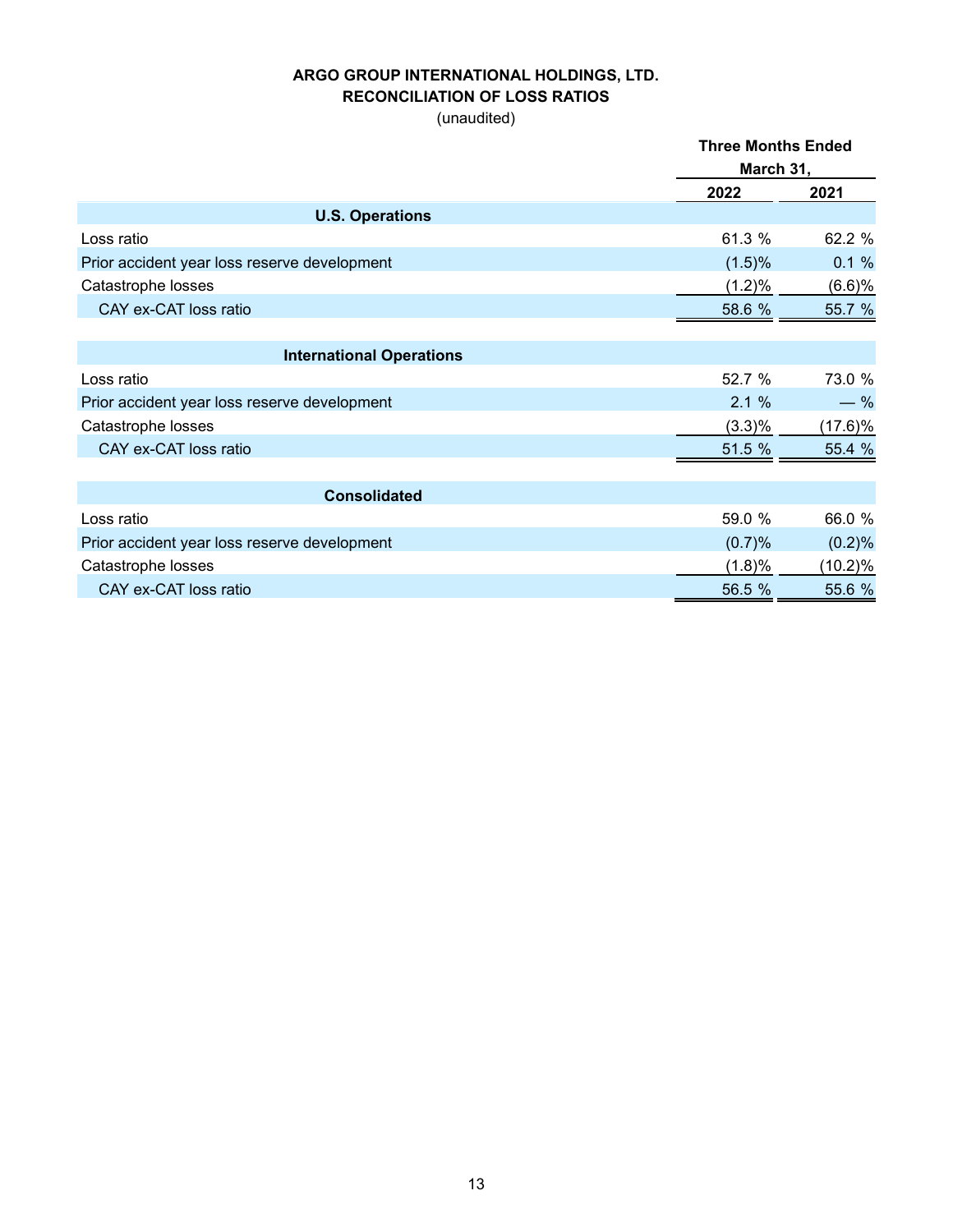**ARGO GROUP INTERNATIONAL HOLDINGS, LTD.**
**RECONCILIATION OF LOSS RATIOS**
(unaudited)

| | Three Months Ended March 31, | |
|---|---|---|
| | 2022 | 2021 |
| **U.S. Operations** | | |
| Loss ratio | 61.3 % | 62.2 % |
| Prior accident year loss reserve development | (1.5)% | 0.1 % |
| Catastrophe losses | (1.2)% | (6.6)% |
| CAY ex-CAT loss ratio | 58.6 % | 55.7 % |
| **International Operations** | | |
| Loss ratio | 52.7 % | 73.0 % |
| Prior accident year loss reserve development | 2.1 % | — % |
| Catastrophe losses | (3.3)% | (17.6)% |
| CAY ex-CAT loss ratio | 51.5 % | 55.4 % |
| **Consolidated** | | |
| Loss ratio | 59.0 % | 66.0 % |
| Prior accident year loss reserve development | (0.7)% | (0.2)% |
| Catastrophe losses | (1.8)% | (10.2)% |
| CAY ex-CAT loss ratio | 56.5 % | 55.6 % |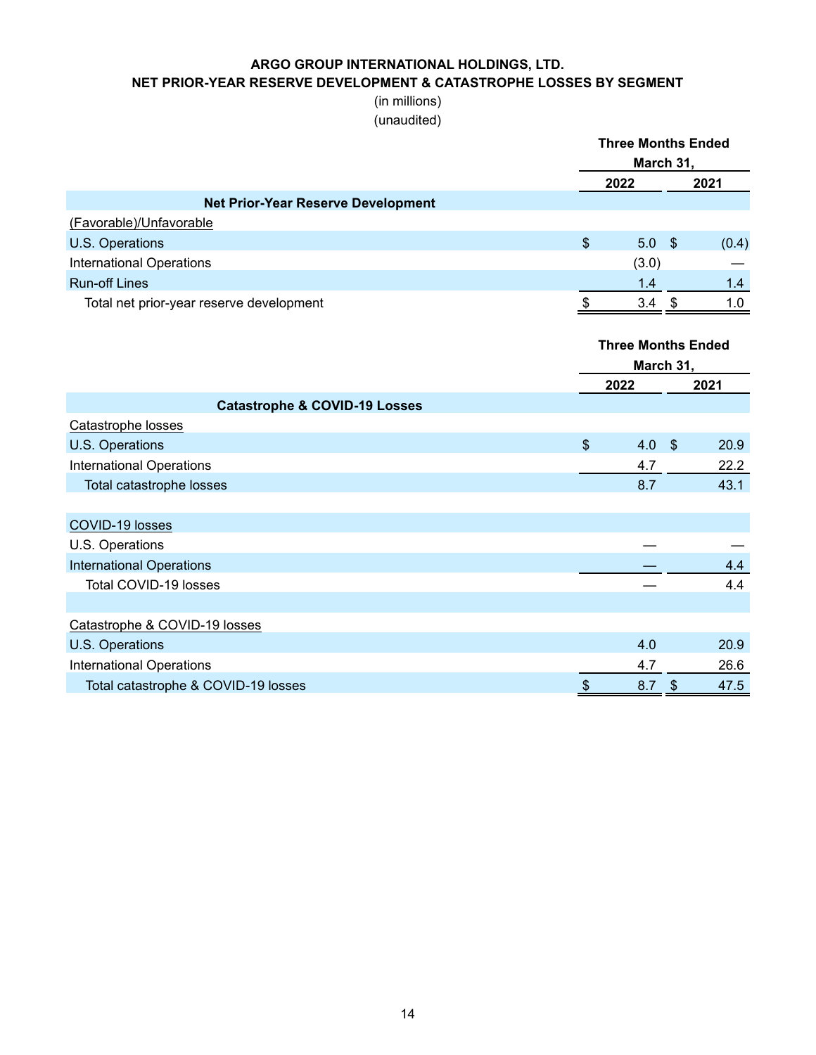**ARGO GROUP INTERNATIONAL HOLDINGS, LTD.**
**NET PRIOR-YEAR RESERVE DEVELOPMENT & CATASTROPHE LOSSES BY SEGMENT**
(in millions)
(unaudited)

| | Three Months Ended March 31, | |
|---|---|---|
| | 2022 | 2021 |
| **Net Prior-Year Reserve Development** | | |
| (Favorable)/Unfavorable | | |
| U.S. Operations | $ 5.0 | $ (0.4) |
| International Operations | (3.0) | — |
| Run-off Lines | 1.4 | 1.4 |
| Total net prior-year reserve development | $ 3.4 | $ 1.0 |

| | Three Months Ended March 31, | |
|---|---|---|
| | 2022 | 2021 |
| **Catastrophe & COVID-19 Losses** | | |
| Catastrophe losses | | |
| U.S. Operations | $ 4.0 | $ 20.9 |
| International Operations | 4.7 | 22.2 |
| Total catastrophe losses | 8.7 | 43.1 |
| | | |
| COVID-19 losses | | |
| U.S. Operations | — | — |
| International Operations | — | 4.4 |
| Total COVID-19 losses | — | 4.4 |
| | | |
| Catastrophe & COVID-19 losses | | |
| U.S. Operations | 4.0 | 20.9 |
| International Operations | 4.7 | 26.6 |
| Total catastrophe & COVID-19 losses | $ 8.7 | $ 47.5 |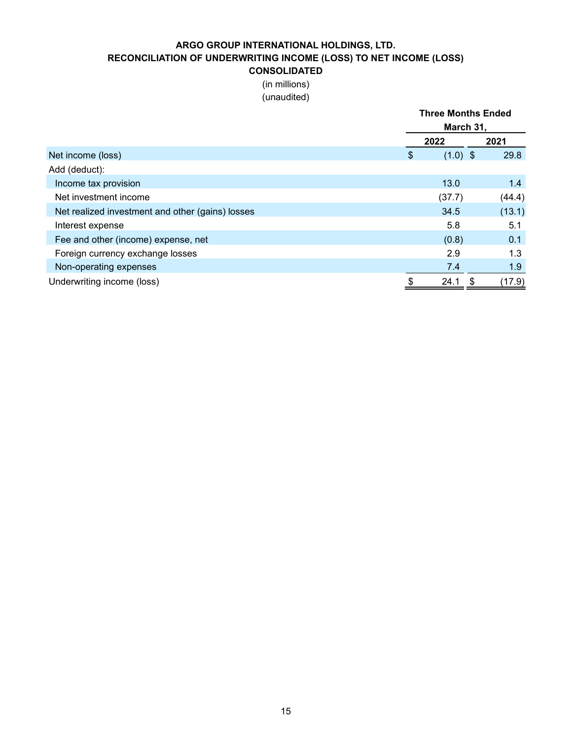**ARGO GROUP INTERNATIONAL HOLDINGS, LTD.**
**RECONCILIATION OF UNDERWRITING INCOME (LOSS) TO NET INCOME (LOSS)**
**CONSOLIDATED**

(in millions)
(unaudited)

| | Three Months Ended March 31, | |
|---|---|---|
| | **2022** | **2021** |
| Net income (loss) | $ (1.0) | $ 29.8 |
| Add (deduct): | | |
| Income tax provision | 13.0 | 1.4 |
| Net investment income | (37.7) | (44.4) |
| Net realized investment and other (gains) losses | 34.5 | (13.1) |
| Interest expense | 5.8 | 5.1 |
| Fee and other (income) expense, net | (0.8) | 0.1 |
| Foreign currency exchange losses | 2.9 | 1.3 |
| Non-operating expenses | 7.4 | 1.9 |
| Underwriting income (loss) | $ 24.1 | $ (17.9) |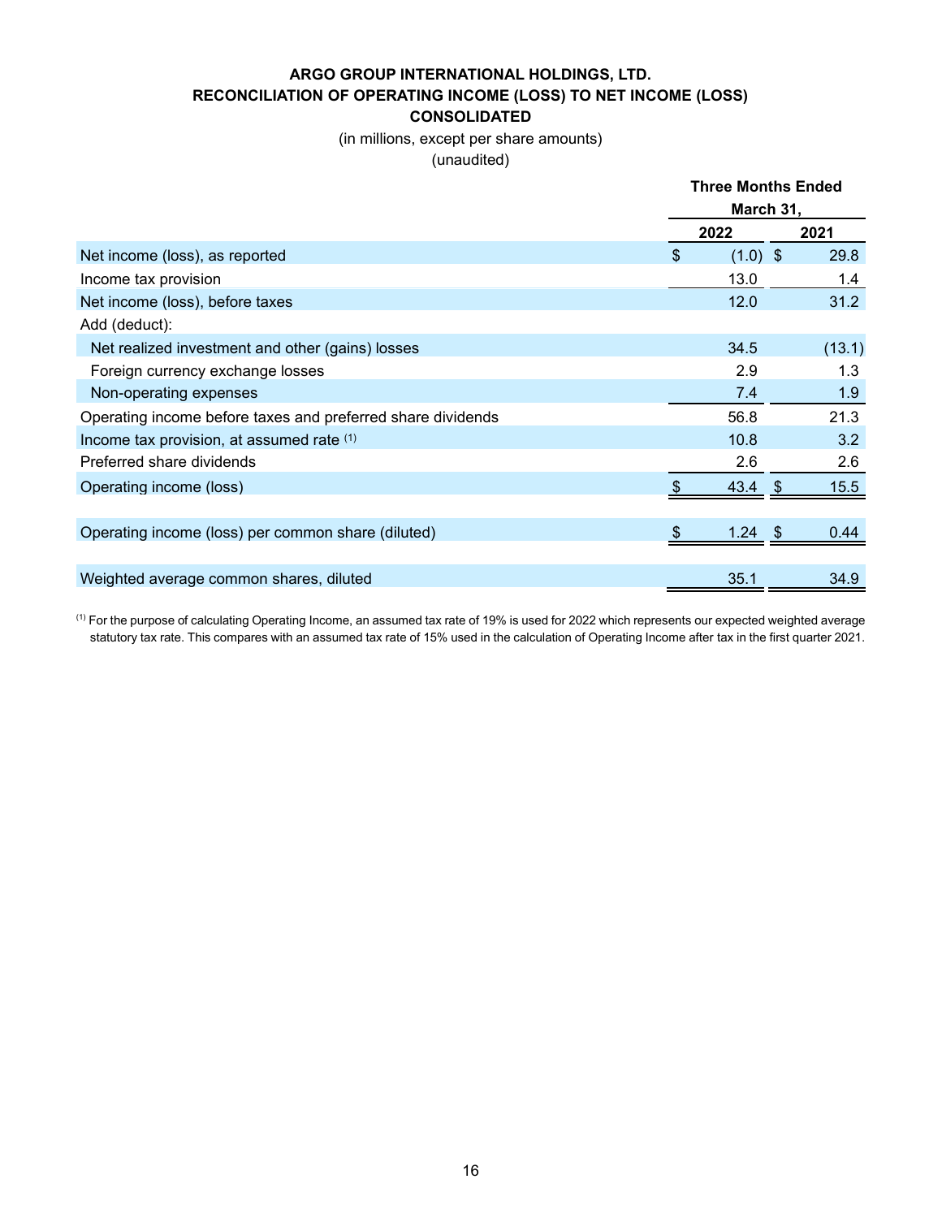**ARGO GROUP INTERNATIONAL HOLDINGS, LTD.**
**RECONCILIATION OF OPERATING INCOME (LOSS) TO NET INCOME (LOSS)**
**CONSOLIDATED**

(in millions, except per share amounts)
(unaudited)

| | Three Months Ended March 31, | |
|---|---|---|
| | 2022 | 2021 |
| Net income (loss), as reported | $ (1.0) | $ 29.8 |
| Income tax provision | 13.0 | 1.4 |
| Net income (loss), before taxes | 12.0 | 31.2 |
| Add (deduct): | | |
| Net realized investment and other (gains) losses | 34.5 | (13.1) |
| Foreign currency exchange losses | 2.9 | 1.3 |
| Non-operating expenses | 7.4 | 1.9 |
| Operating income before taxes and preferred share dividends | 56.8 | 21.3 |
| Income tax provision, at assumed rate [(1)] | 10.8 | 3.2 |
| Preferred share dividends | 2.6 | 2.6 |
| Operating income (loss) | $ 43.4 | $ 15.5 |
| | | |
| Operating income (loss) per common share (diluted) | $ 1.24 | $ 0.44 |
| | | |
| Weighted average common shares, diluted | 35.1 | 34.9 |

[(1)] For the purpose of calculating Operating Income, an assumed tax rate of 19% is used for 2022 which represents our expected weighted average statutory tax rate. This compares with an assumed tax rate of 15% used in the calculation of Operating Income after tax in the first quarter 2021.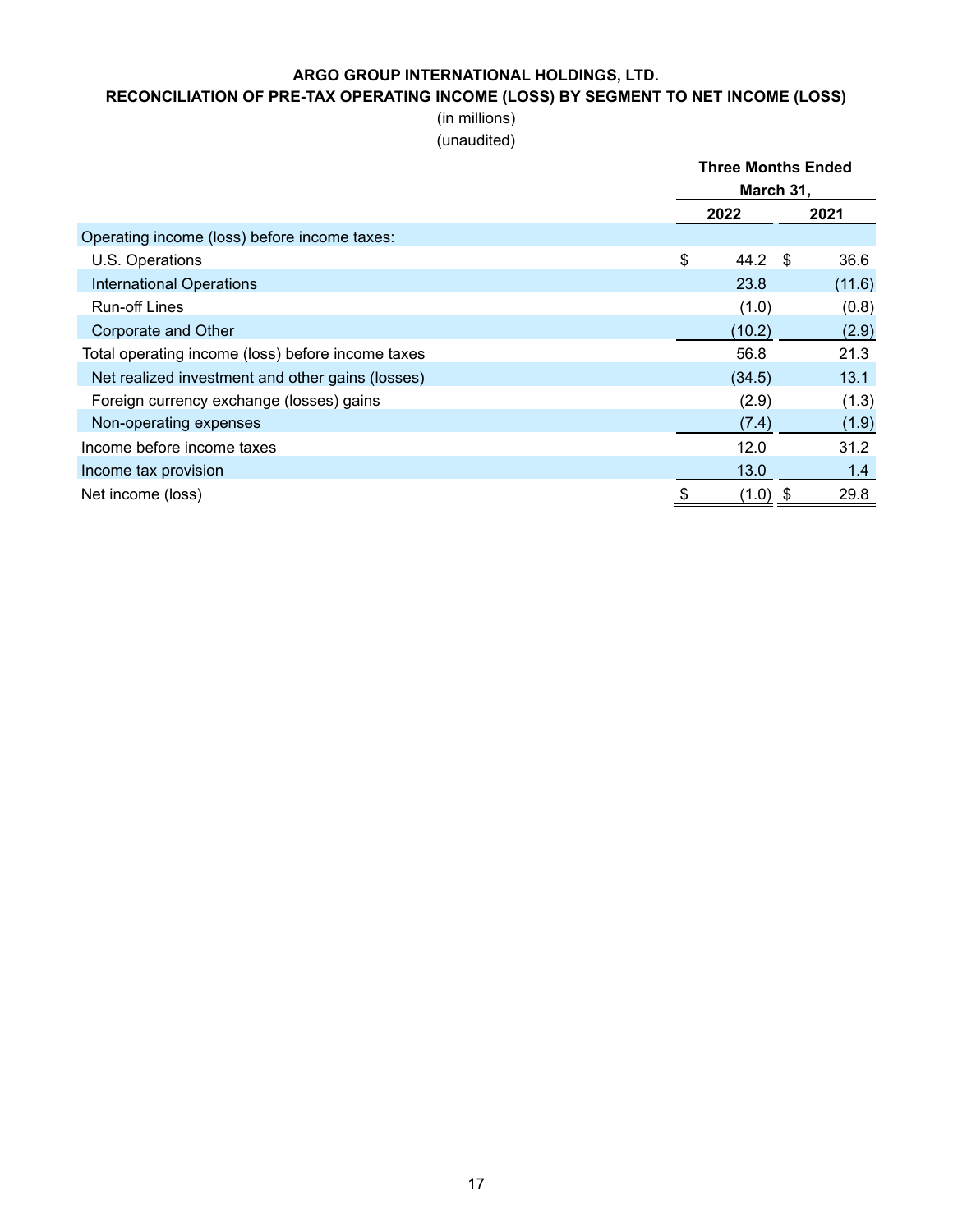**ARGO GROUP INTERNATIONAL HOLDINGS, LTD.**

**RECONCILIATION OF PRE-TAX OPERATING INCOME (LOSS) BY SEGMENT TO NET INCOME (LOSS)**

(in millions)

(unaudited)

| | Three Months Ended March 31, | |
|---|---|---|
| | **2022** | **2021** |
| Operating income (loss) before income taxes: | | |
| U.S. Operations | $ 44.2 | $ 36.6 |
| International Operations | 23.8 | (11.6) |
| Run-off Lines | (1.0) | (0.8) |
| Corporate and Other | (10.2) | (2.9) |
| Total operating income (loss) before income taxes | 56.8 | 21.3 |
| Net realized investment and other gains (losses) | (34.5) | 13.1 |
| Foreign currency exchange (losses) gains | (2.9) | (1.3) |
| Non-operating expenses | (7.4) | (1.9) |
| Income before income taxes | 12.0 | 31.2 |
| Income tax provision | 13.0 | 1.4 |
| Net income (loss) | $ (1.0) | $ 29.8 |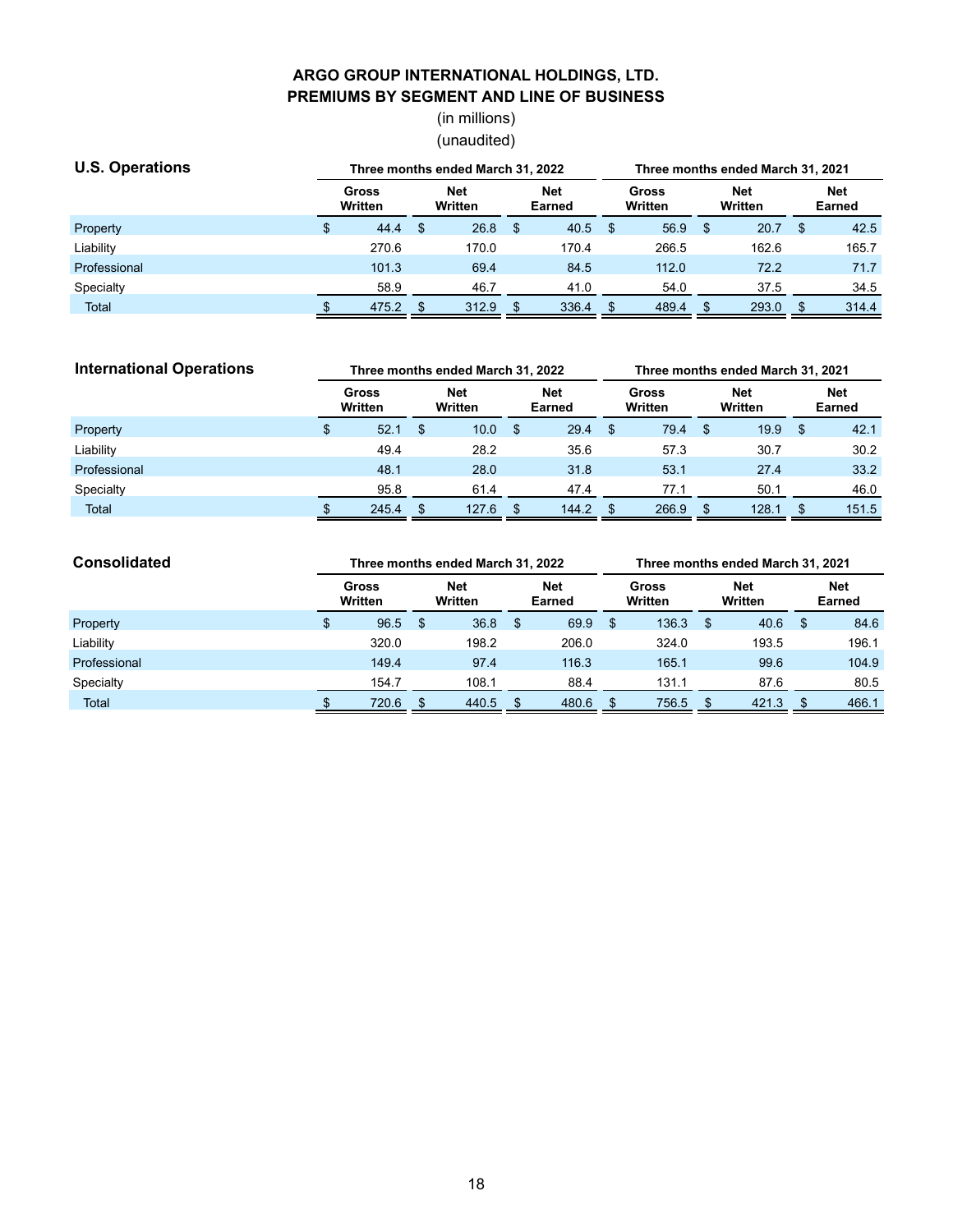**ARGO GROUP INTERNATIONAL HOLDINGS, LTD.**
**PREMIUMS BY SEGMENT AND LINE OF BUSINESS**
(in millions)
(unaudited)

| **U.S. Operations** | Three months ended March 31, 2022 | | | Three months ended March 31, 2021 | | |
|---|---|---|---|---|---|---|
| | **Gross Written** | **Net Written** | **Net Earned** | **Gross Written** | **Net Written** | **Net Earned** |
| Property | $ 44.4 | $ 26.8 | $ 40.5 | $ 56.9 | $ 20.7 | $ 42.5 |
| Liability | 270.6 | 170.0 | 170.4 | 266.5 | 162.6 | 165.7 |
| Professional | 101.3 | 69.4 | 84.5 | 112.0 | 72.2 | 71.7 |
| Specialty | 58.9 | 46.7 | 41.0 | 54.0 | 37.5 | 34.5 |
| Total | $ 475.2 | $ 312.9 | $ 336.4 | $ 489.4 | $ 293.0 | $ 314.4 |

| **International Operations** | Three months ended March 31, 2022 | | | Three months ended March 31, 2021 | | |
|---|---|---|---|---|---|---|
| | **Gross Written** | **Net Written** | **Net Earned** | **Gross Written** | **Net Written** | **Net Earned** |
| Property | $ 52.1 | $ 10.0 | $ 29.4 | $ 79.4 | $ 19.9 | $ 42.1 |
| Liability | 49.4 | 28.2 | 35.6 | 57.3 | 30.7 | 30.2 |
| Professional | 48.1 | 28.0 | 31.8 | 53.1 | 27.4 | 33.2 |
| Specialty | 95.8 | 61.4 | 47.4 | 77.1 | 50.1 | 46.0 |
| Total | $ 245.4 | $ 127.6 | $ 144.2 | $ 266.9 | $ 128.1 | $ 151.5 |

| **Consolidated** | Three months ended March 31, 2022 | | | Three months ended March 31, 2021 | | |
|---|---|---|---|---|---|---|
| | **Gross Written** | **Net Written** | **Net Earned** | **Gross Written** | **Net Written** | **Net Earned** |
| Property | $ 96.5 | $ 36.8 | $ 69.9 | $ 136.3 | $ 40.6 | $ 84.6 |
| Liability | 320.0 | 198.2 | 206.0 | 324.0 | 193.5 | 196.1 |
| Professional | 149.4 | 97.4 | 116.3 | 165.1 | 99.6 | 104.9 |
| Specialty | 154.7 | 108.1 | 88.4 | 131.1 | 87.6 | 80.5 |
| Total | $ 720.6 | $ 440.5 | $ 480.6 | $ 756.5 | $ 421.3 | $ 466.1 |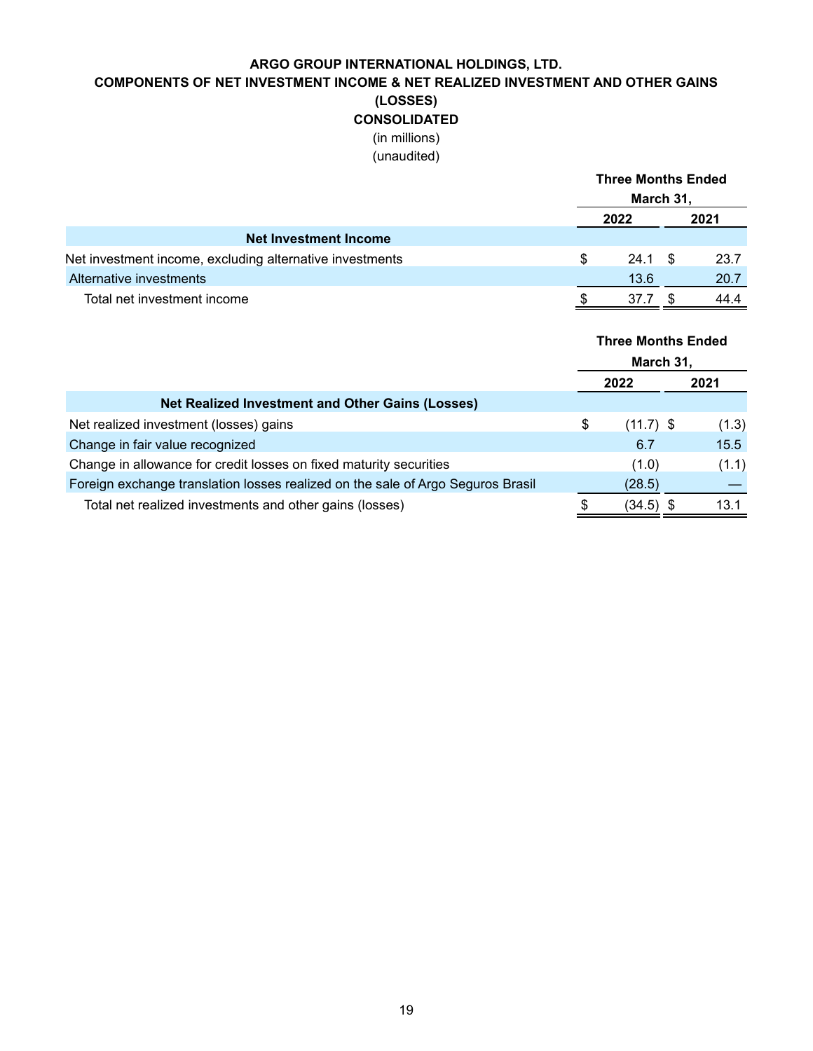# ARGO GROUP INTERNATIONAL HOLDINGS, LTD.

## COMPONENTS OF NET INVESTMENT INCOME & NET REALIZED INVESTMENT AND OTHER GAINS (LOSSES)

### CONSOLIDATED

(in millions)

(unaudited)

| | Three Months Ended March 31, | |
|---|---|---|
| | 2022 | 2021 |
| **Net Investment Income** | | |
| Net investment income, excluding alternative investments | $ 24.1 | $ 23.7 |
| Alternative investments | 13.6 | 20.7 |
| Total net investment income | $ 37.7 | $ 44.4 |

| | Three Months Ended March 31, | |
|---|---|---|
| | 2022 | 2021 |
| **Net Realized Investment and Other Gains (Losses)** | | |
| Net realized investment (losses) gains | $ (11.7) | $ (1.3) |
| Change in fair value recognized | 6.7 | 15.5 |
| Change in allowance for credit losses on fixed maturity securities | (1.0) | (1.1) |
| Foreign exchange translation losses realized on the sale of Argo Seguros Brasil | (28.5) | — |
| Total net realized investments and other gains (losses) | $ (34.5) | $ 13.1 |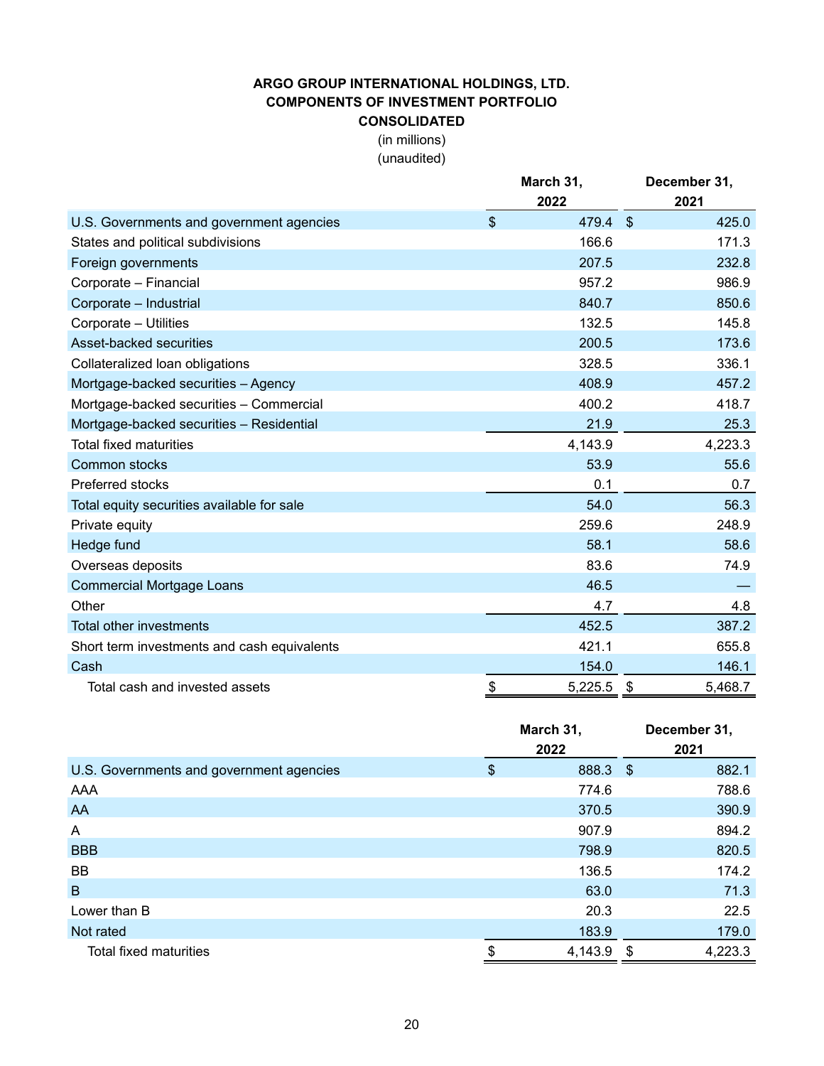# ARGO GROUP INTERNATIONAL HOLDINGS, LTD.
## COMPONENTS OF INVESTMENT PORTFOLIO
## CONSOLIDATED

(in millions)
(unaudited)

| | March 31, 2022 | December 31, 2021 |
|---|---|---|
| U.S. Governments and government agencies | $ 479.4 | $ 425.0 |
| States and political subdivisions | 166.6 | 171.3 |
| Foreign governments | 207.5 | 232.8 |
| Corporate – Financial | 957.2 | 986.9 |
| Corporate – Industrial | 840.7 | 850.6 |
| Corporate – Utilities | 132.5 | 145.8 |
| Asset-backed securities | 200.5 | 173.6 |
| Collateralized loan obligations | 328.5 | 336.1 |
| Mortgage-backed securities – Agency | 408.9 | 457.2 |
| Mortgage-backed securities – Commercial | 400.2 | 418.7 |
| Mortgage-backed securities – Residential | 21.9 | 25.3 |
| Total fixed maturities | 4,143.9 | 4,223.3 |
| Common stocks | 53.9 | 55.6 |
| Preferred stocks | 0.1 | 0.7 |
| Total equity securities available for sale | 54.0 | 56.3 |
| Private equity | 259.6 | 248.9 |
| Hedge fund | 58.1 | 58.6 |
| Overseas deposits | 83.6 | 74.9 |
| Commercial Mortgage Loans | 46.5 | — |
| Other | 4.7 | 4.8 |
| Total other investments | 452.5 | 387.2 |
| Short term investments and cash equivalents | 421.1 | 655.8 |
| Cash | 154.0 | 146.1 |
| Total cash and invested assets | $ 5,225.5 | $ 5,468.7 |

| | March 31, 2022 | December 31, 2021 |
|---|---|---|
| U.S. Governments and government agencies | $ 888.3 | $ 882.1 |
| AAA | 774.6 | 788.6 |
| AA | 370.5 | 390.9 |
| A | 907.9 | 894.2 |
| BBB | 798.9 | 820.5 |
| BB | 136.5 | 174.2 |
| B | 63.0 | 71.3 |
| Lower than B | 20.3 | 22.5 |
| Not rated | 183.9 | 179.0 |
| Total fixed maturities | $ 4,143.9 | $ 4,223.3 |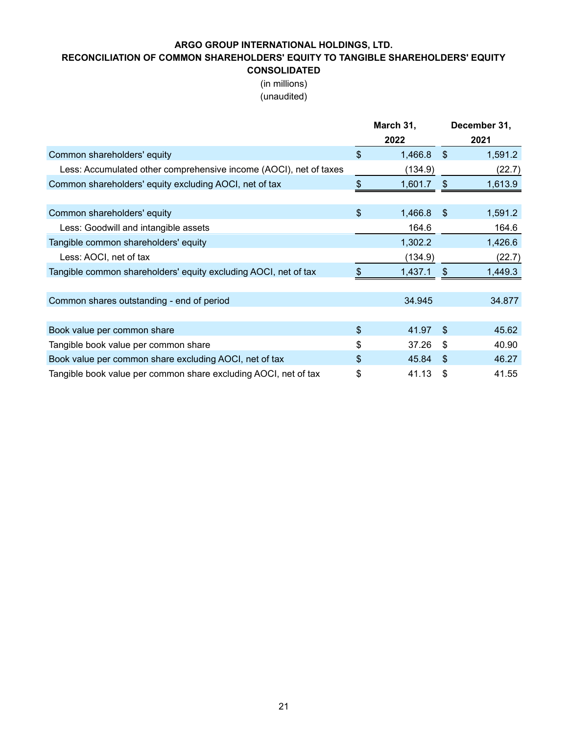**ARGO GROUP INTERNATIONAL HOLDINGS, LTD.**
**RECONCILIATION OF COMMON SHAREHOLDERS' EQUITY TO TANGIBLE SHAREHOLDERS' EQUITY**
**CONSOLIDATED**
(in millions)
(unaudited)

| | March 31, 2022 | December 31, 2021 |
|---|---|---|
| Common shareholders' equity | $ 1,466.8 | $ 1,591.2 |
| Less: Accumulated other comprehensive income (AOCI), net of taxes | (134.9) | (22.7) |
| Common shareholders' equity excluding AOCI, net of tax | $ 1,601.7 | $ 1,613.9 |
| | | |
| Common shareholders' equity | $ 1,466.8 | $ 1,591.2 |
| Less: Goodwill and intangible assets | 164.6 | 164.6 |
| Tangible common shareholders' equity | 1,302.2 | 1,426.6 |
| Less: AOCI, net of tax | (134.9) | (22.7) |
| Tangible common shareholders' equity excluding AOCI, net of tax | $ 1,437.1 | $ 1,449.3 |
| | | |
| Common shares outstanding - end of period | 34.945 | 34.877 |
| | | |
| Book value per common share | $ 41.97 | $ 45.62 |
| Tangible book value per common share | $ 37.26 | $ 40.90 |
| Book value per common share excluding AOCI, net of tax | $ 45.84 | $ 46.27 |
| Tangible book value per common share excluding AOCI, net of tax | $ 41.13 | $ 41.55 |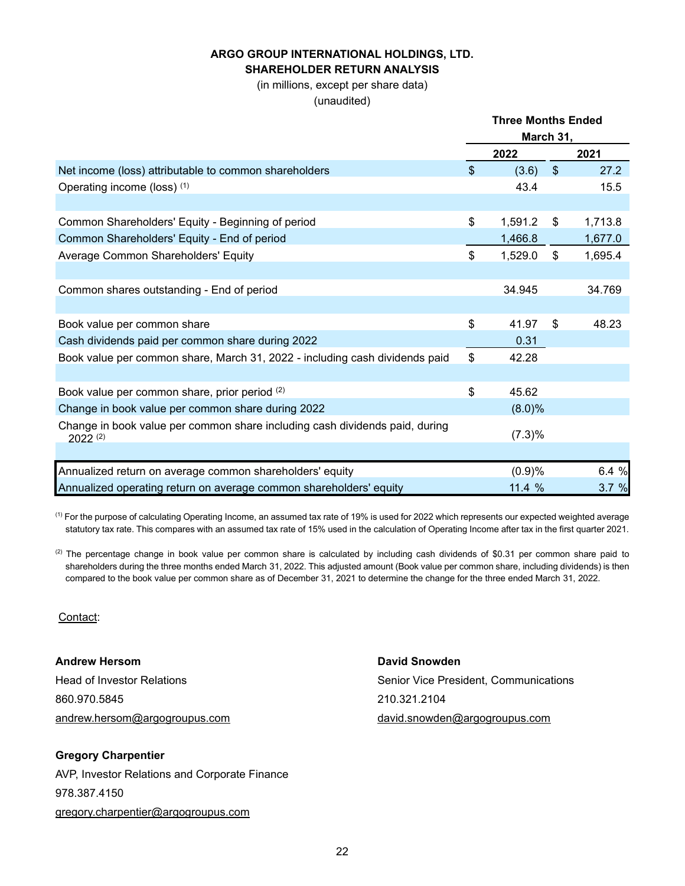**ARGO GROUP INTERNATIONAL HOLDINGS, LTD.**
**SHAREHOLDER RETURN ANALYSIS**
(in millions, except per share data)
(unaudited)

| | Three Months Ended March 31, | |
|---|---|---|
| | 2022 | 2021 |
| Net income (loss) attributable to common shareholders | $ (3.6) | $ 27.2 |
| Operating income (loss) [1] | 43.4 | 15.5 |
| | | |
| Common Shareholders' Equity - Beginning of period | $ 1,591.2 | $ 1,713.8 |
| Common Shareholders' Equity - End of period | 1,466.8 | 1,677.0 |
| Average Common Shareholders' Equity | $ 1,529.0 | $ 1,695.4 |
| | | |
| Common shares outstanding - End of period | 34.945 | 34.769 |
| | | |
| Book value per common share | $ 41.97 | $ 48.23 |
| Cash dividends paid per common share during 2022 | 0.31 | |
| Book value per common share, March 31, 2022 - including cash dividends paid | $ 42.28 | |
| | | |
| Book value per common share, prior period [2] | $ 45.62 | |
| Change in book value per common share during 2022 | (8.0)% | |
| Change in book value per common share including cash dividends paid, during 2022 [2] | (7.3)% | |
| | | |
| Annualized return on average common shareholders' equity | (0.9)% | 6.4 % |
| Annualized operating return on average common shareholders' equity | 11.4 % | 3.7 % |

[1] For the purpose of calculating Operating Income, an assumed tax rate of 19% is used for 2022 which represents our expected weighted average statutory tax rate. This compares with an assumed tax rate of 15% used in the calculation of Operating Income after tax in the first quarter 2021.

[2] The percentage change in book value per common share is calculated by including cash dividends of $0.31 per common share paid to shareholders during the three months ended March 31, 2022. This adjusted amount (Book value per common share, including dividends) is then compared to the book value per common share as of December 31, 2021 to determine the change for the three ended March 31, 2022.

Contact:

**Andrew Hersom**
Head of Investor Relations
860.970.5845
andrew.hersom@argogroupus.com

**David Snowden**
Senior Vice President, Communications
210.321.2104
david.snowden@argogroupus.com

**Gregory Charpentier**
AVP, Investor Relations and Corporate Finance
978.387.4150
gregory.charpentier@argogroupus.com